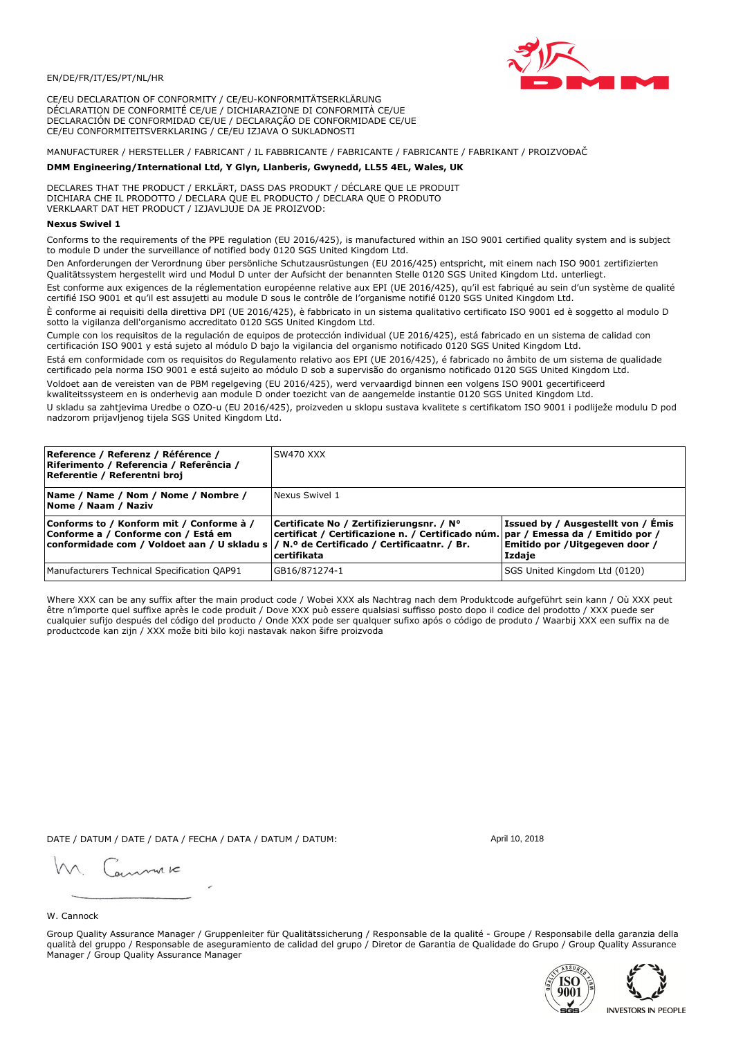EN/DE/FR/IT/ES/PT/NL/HR

CE/EU DECLARATION OF CONFORMITY / CE/EU-KONFORMITÄTSERKLÄRUNG
DÉCLARATION DE CONFORMITÉ CE/UE / DICHIARAZIONE DI CONFORMITÀ CE/UE
DECLARACIÓN DE CONFORMIDAD CE/UE / DECLARAÇÃO DE CONFORMIDADE CE/UE
CE/EU CONFORMITEITSVERKLARING / CE/EU IZJAVA O SUKLADNOSTI

MANUFACTURER / HERSTELLER / FABRICANT / IL FABBRICANTE / FABRICANTE / FABRICANTE / FABRIKANT / PROIZVOĐAČ

**DMM Engineering/International Ltd, Y Glyn, Llanberis, Gwynedd, LL55 4EL, Wales, UK**

DECLARES THAT THE PRODUCT / ERKLÄRT, DASS DAS PRODUKT / DÉCLARE QUE LE PRODUIT
DICHIARA CHE IL PRODOTTO / DECLARA QUE EL PRODUCTO / DECLARA QUE O PRODUTO
VERKLAART DAT HET PRODUCT / IZJAVLJUJE DA JE PROIZVOD:

**Nexus Swivel 1**

Conforms to the requirements of the PPE regulation (EU 2016/425), is manufactured within an ISO 9001 certified quality system and is subject to module D under the surveillance of notified body 0120 SGS United Kingdom Ltd.

Den Anforderungen der Verordnung über persönliche Schutzausrüstungen (EU 2016/425) entspricht, mit einem nach ISO 9001 zertifizierten Qualitätssystem hergestellt wird und Modul D unter der Aufsicht der benannten Stelle 0120 SGS United Kingdom Ltd. unterliegt.

Est conforme aux exigences de la réglementation européenne relative aux EPI (UE 2016/425), qu'il est fabriqué au sein d'un système de qualité certifié ISO 9001 et qu'il est assujetti au module D sous le contrôle de l'organisme notifié 0120 SGS United Kingdom Ltd.

È conforme ai requisiti della direttiva DPI (UE 2016/425), è fabbricato in un sistema qualitativo certificato ISO 9001 ed è soggetto al modulo D sotto la vigilanza dell'organismo accreditato 0120 SGS United Kingdom Ltd.

Cumple con los requisitos de la regulación de equipos de protección individual (UE 2016/425), está fabricado en un sistema de calidad con certificación ISO 9001 y está sujeto al módulo D bajo la vigilancia del organismo notificado 0120 SGS United Kingdom Ltd.

Está em conformidade com os requisitos do Regulamento relativo aos EPI (UE 2016/425), é fabricado no âmbito de um sistema de qualidade certificado pela norma ISO 9001 e está sujeito ao módulo D sob a supervisão do organismo notificado 0120 SGS United Kingdom Ltd.

Voldoet aan de vereisten van de PBM regelgeving (EU 2016/425), werd vervaardigd binnen een volgens ISO 9001 gecertificeerd kwaliteitssysteem en is onderhevig aan module D onder toezicht van de aangemelde instantie 0120 SGS United Kingdom Ltd.

U skladu sa zahtjevima Uredbe o OZO-u (EU 2016/425), proizveden u sklopu sustava kvalitete s certifikatom ISO 9001 i podliježe modulu D pod nadzorom prijavljenog tijela SGS United Kingdom Ltd.

| **Reference / Referenz / Référence / Riferimento / Referencia / Referência / Referentie / Referentni broj** | SW470 XXX | |
|---|---|---|
| **Name / Name / Nom / Nome / Nombre / Nome / Naam / Naziv** | Nexus Swivel 1 | |
| **Conforms to / Konform mit / Conforme à / Conforme a / Conforme con / Está em conformidade com / Voldoet aan / U skladu s** | **Certificate No / Zertifizierungsnr. / N° certificat / Certificazione n. / Certificado núm. / N.º de Certificado / Certificaatnr. / Br. certifikata** | **Issued by / Ausgestellt von / Émis par / Emessa da / Emitido por / Emitido por / Uitgegeven door / Izdaje** |
| Manufacturers Technical Specification QAP91 | GB16/871274-1 | SGS United Kingdom Ltd (0120) |

Where XXX can be any suffix after the main product code / Wobei XXX als Nachtrag nach dem Produktcode aufgeführt sein kann / Où XXX peut être n'importe quel suffixe après le code produit / Dove XXX può essere qualsiasi suffisso posto dopo il codice del prodotto / XXX puede ser cualquier sufijo después del código del producto / Onde XXX pode ser qualquer sufixo após o código de produto / Waarbij XXX een suffix na de productcode kan zijn / XXX može biti bilo koji nastavak nakon šifre proizvoda

DATE / DATUM / DATE / DATA / FECHA / DATA / DATUM / DATUM: April 10, 2018

W. Cannock

Group Quality Assurance Manager / Gruppenleiter für Qualitätssicherung / Responsable de la qualité - Groupe / Responsabile della garanzia della qualità del gruppo / Responsable de aseguramiento de calidad del grupo / Diretor de Garantia de Qualidade do Grupo / Group Quality Assurance Manager / Group Quality Assurance Manager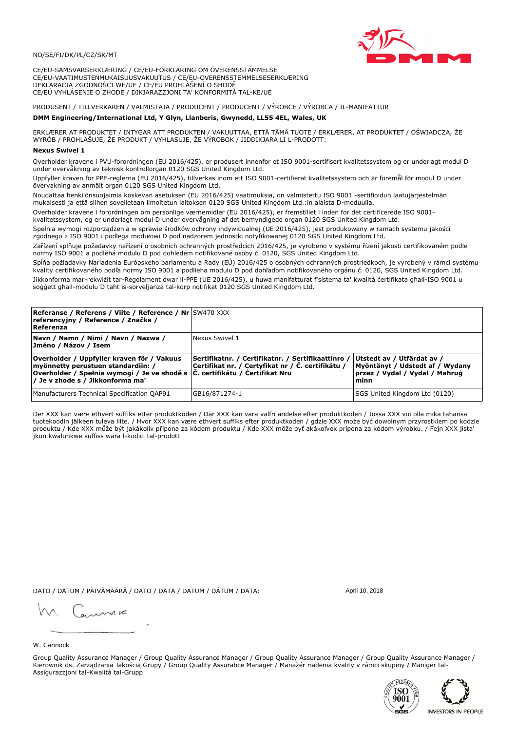NO/SE/FI/DK/PL/CZ/SK/MT

CE/EU-SAMSVARSERKLÆRING / CE/EU-FÖRKLARING OM ÖVERENSSTÄMMELSE
CE/EU-VAATIMUSTENMUKAISUUSVAKUUTUS / CE/EU-OVERENSSTEMMELSESERKLÆRING
DEKLARACJA ZGODNOŚCI WE/UE / CE/EU PROHLÁŠENÍ O SHODĚ
CE/EÚ VYHLÁSENIE O ZHODE / DIKJARAZZJONI TA' KONFORMITÀ TAL-KE/UE

PRODUSENT / TILLVERKAREN / VALMISTAJA / PRODUCENT / PRODUCENT / VÝROBCE / VÝROBCA / IL-MANIFATTUR

**DMM Engineering/International Ltd, Y Glyn, Llanberis, Gwynedd, LL55 4EL, Wales, UK**

ERKLÆRER AT PRODUKTET / INTYGAR ATT PRODUKTEN / VAKUUTTAA, ETTÄ TÄMÄ TUOTE / ERKLÆRER, AT PRODUKTET / OŚWIADCZA, ŻE WYRÓB / PROHLAŠUJE, ŽE PRODUKT / VYHLASUJE, ŽE VÝROBOK / JIDDIKJARA LI L-PRODOTT:

**Nexus Swivel 1**

Overholder kravene i PVU-forordningen (EU 2016/425), er produsert innenfor et ISO 9001-sertifisert kvalitetssystem og er underlagt modul D under overvåkning av teknisk kontrollorgan 0120 SGS United Kingdom Ltd.

Uppfyller kraven för PPE-reglerna (EU 2016/425), tillverkas inom ett ISO 9001-certifierat kvalitetssystem och är föremål för modul D under övervakning av anmält organ 0120 SGS United Kingdom Ltd.

Noudattaa henkilönsuojaimia koskevan asetuksen (EU 2016/425) vaatimuksia, on valmistettu ISO 9001 -sertifioidun laatujärjestelmän mukaisesti ja että siihen sovelletaan ilmoitetun laitoksen 0120 SGS United Kingdom Ltd.:in alaista D-moduulia.

Overholder kravene i forordningen om personlige værnemidler (EU 2016/425), er fremstillet i inden for det certificerede ISO 9001-kvalitetssystem, og er underlagt modul D under overvågning af det bemyndigede organ 0120 SGS United Kingdom Ltd.

Spełnia wymogi rozporządzenia w sprawie środków ochrony indywidualnej (UE 2016/425), jest produkowany w ramach systemu jakości zgodnego z ISO 9001 i podlega modułowi D pod nadzorem jednostki notyfikowanej 0120 SGS United Kingdom Ltd.

Zařízení splňuje požadavky nařízení o osobních ochranných prostředcích 2016/425, je vyrobeno v systému řízení jakosti certifikovaném podle normy ISO 9001 a podléhá modulu D pod dohledem notifikované osoby č. 0120, SGS United Kingdom Ltd.

Spĺňa požiadavky Nariadenia Európskeho parlamentu a Rady (EÚ) 2016/425 o osobných ochranných prostriedkoch, je vyrobený v rámci systému kvality certifikovaného podľa normy ISO 9001 a podlieha modulu D pod dohľadom notifikovaného orgánu č. 0120, SGS United Kingdom Ltd.

Jikkonforma mar-rekwiżit tar-Regolament dwar il-PPE (UE 2016/425), u huwa manifatturat f'sistema ta' kwalità ċertifikata għall-ISO 9001 u soġġett għall-modulu D taħt is-sorveljanza tal-korp notifikat 0120 SGS United Kingdom Ltd.

| **Referanse / Referens / Viite / Reference / Nr referencyjny / Reference / Značka / Referenza** | SW470 XXX | |
|---|---|---|
| **Navn / Namn / Nimi / Navn / Nazwa / Jméno / Názov / Isem** | Nexus Swivel 1 | |
| **Overholder / Uppfyller kraven för / Vakuus myönnetty perustuen standardiin: / Overholder / Spełnia wymogi / Je ve shodě s / Je v zhode s / Jikkonforma ma'** | **Sertifikatnr. / Certifikatnr. / Sertifikaattinro / Certifikat nr. / Certyfikat nr / Č. certifikátu / Č. certifikátu / Ċertifikat Nru** | **Utstedt av / Utfärdat av / Myöntänyt / Udstedt af / Wydany przez / Vydal / Vydal / Maħruġ minn** |
| Manufacturers Technical Specification QAP91 | GB16/871274-1 | SGS United Kingdom Ltd (0120) |

Der XXX kan være ethvert suffiks etter produktkoden / Där XXX kan vara valfri ändelse efter produktkoden / Jossa XXX voi olla mikä tahansa tuotekoodin jälkeen tuleva liite. / Hvor XXX kan være ethvert suffiks efter produktkoden / gdzie XXX może być dowolnym przyrostkiem po kodzie produktu / Kde XXX může být jakákoliv přípona za kódem produktu / Kde XXX môže byť akákoľvek prípona za kódom výrobku. / Fejn XXX jista' jkun kwalunkwe suffiss wara l-kodiċi tal-prodott

DATO / DATUM / PÄIVÄMÄÄRÄ / DATO / DATA / DATUM / DÁTUM / DATA: April 10, 2018

W. Cannock

Group Quality Assurance Manager / Group Quality Assurance Manager / Group Quality Assurance Manager / Group Quality Assurance Manager / Kierownik ds. Zarządzania Jakością Grupy / Group Quality Assurabce Manager / Manažér riadenia kvality v rámci skupiny / Maniġer tal-Assigurazzjoni tal-Kwalità tal-Grupp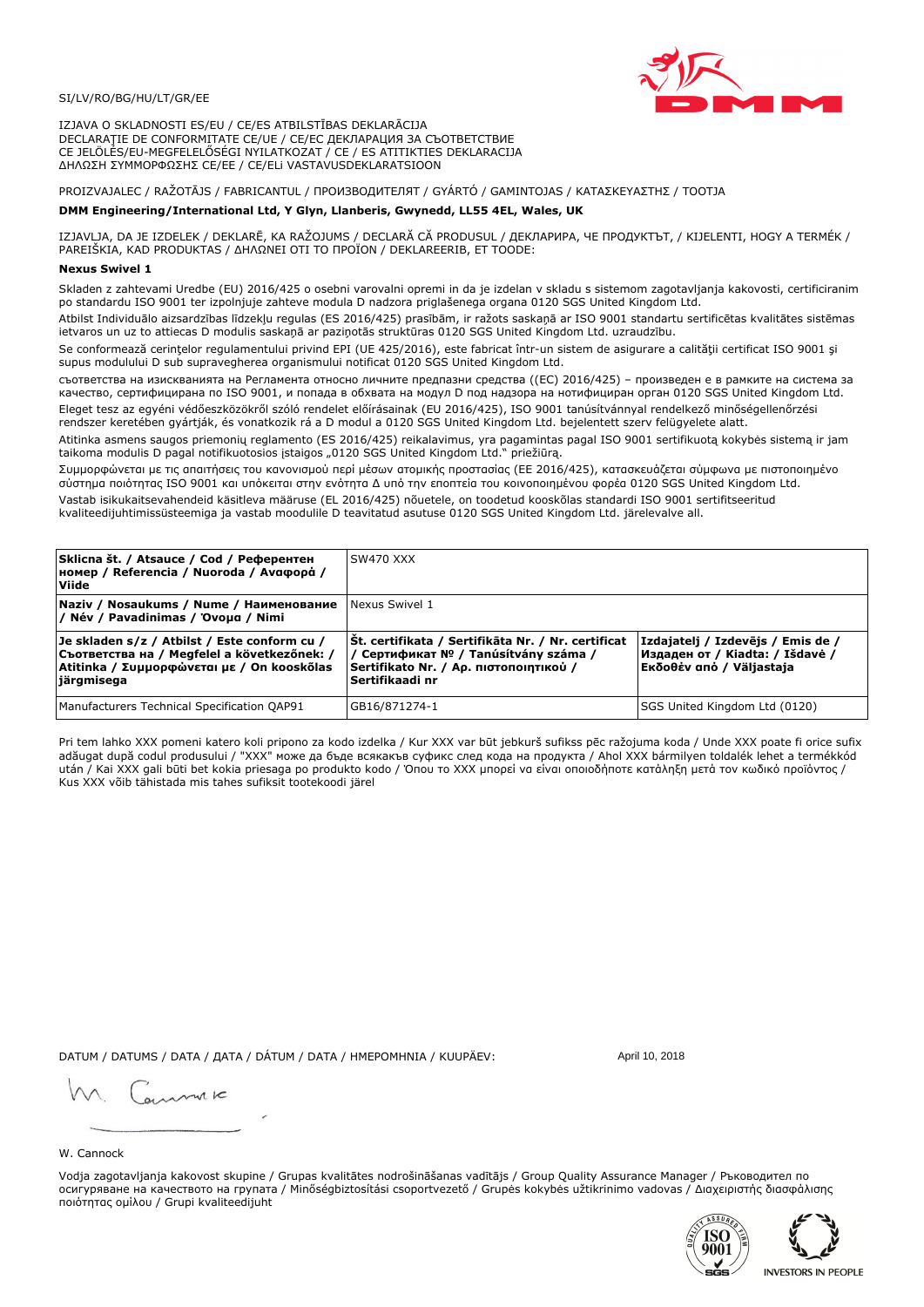SI/LV/RO/BG/HU/LT/GR/EE

IZJAVA O SKLADNOSTI ES/EU / CE/ES ATBILSTĪBAS DEKLARĀCIJA
DECLARAȚIE DE CONFORMITATE CE/UE / CE/ЕС ДЕКЛАРАЦИЯ ЗА СЪОТВЕТСТВИЕ
CE JELÖLÉS/EU-MEGFELELŐSÉGI NYILATKOZAT / CE / ES ATITIKTIES DEKLARACIJA
ΔΗΛΩΣΗ ΣΥΜΜΟΡΦΩΣΗΣ CE/EE / CE/ELi VASTAVUSDEKLARATSIOON

PROIZVAJALEC / RAŽOTĀJS / FABRICANTUL / ПРОИЗВОДИТЕЛЯТ / GYÁRTÓ / GAMINTOJAS / ΚΑΤΑΣΚΕΥΑΣΤΗΣ / TOOTJA

**DMM Engineering/International Ltd, Y Glyn, Llanberis, Gwynedd, LL55 4EL, Wales, UK**

IZJAVLJA, DA JE IZDELEK / DEKLARĒ, KA RAŽOJUMS / DECLARĂ CĂ PRODUSUL / ДЕКЛАРИРА, ЧЕ ПРОДУКТЪТ, / KIJELENTI, HOGY A TERMÉK / PAREIŠKIA, KAD PRODUKTAS / ΔΗΛΩΝΕΙ ΟΤΙ ΤΟ ΠΡΟΪΟΝ / DEKLAREERIB, ET TOODE:

**Nexus Swivel 1**

Skladen z zahtevami Uredbe (EU) 2016/425 o osebni varovalni opremi in da je izdelan v skladu s sistemom zagotavljanja kakovosti, certificiranim po standardu ISO 9001 ter izpolnjuje zahteve modula D nadzora priglašenega organa 0120 SGS United Kingdom Ltd.

Atbilst Individuālo aizsardzības līdzekļu regulas (ES 2016/425) prasībām, ir ražots saskaņā ar ISO 9001 standartu sertificētas kvalitātes sistēmas ietvaros un uz to attiecas D modulis saskaņā ar paziņotās struktūras 0120 SGS United Kingdom Ltd. uzraudzību.

Se conformează cerințelor regulamentului privind EPI (UE 425/2016), este fabricat într-un sistem de asigurare a calității certificat ISO 9001 și supus modulului D sub supravegherea organismului notificat 0120 SGS United Kingdom Ltd.

съответства на изискванията на Регламента относно личните предпазни средства ((ЕС) 2016/425) – произведен е в рамките на система за качество, сертифицирана по ISO 9001, и попада в обхвата на модул D под надзора на нотифициран орган 0120 SGS United Kingdom Ltd.

Eleget tesz az egyéni védőeszközökről szóló rendelet előírásainak (EU 2016/425), ISO 9001 tanúsítvánnyal rendelkező minőségellenőrzési rendszer keretében gyártják, és vonatkozik rá a D modul a 0120 SGS United Kingdom Ltd. bejelentett szerv felügyelete alatt.

Atitinka asmens saugos priemonių reglamento (ES 2016/425) reikalavimus, yra pagamintas pagal ISO 9001 sertifikuotą kokybės sistemą ir jam taikoma modulis D pagal notifikuotosios įstaigos „0120 SGS United Kingdom Ltd." priežiūrą.

Συμμορφώνεται με τις απαιτήσεις του κανονισμού περί μέσων ατομικής προστασίας (ΕΕ 2016/425), κατασκευάζεται σύμφωνα με πιστοποιημένο σύστημα ποιότητας ISO 9001 και υπόκειται στην ενότητα Δ υπό την εποπτεία του κοινοποιημένου φορέα 0120 SGS United Kingdom Ltd.

Vastab isikukaitsevahendeid käsitleva määruse (EL 2016/425) nõuetele, on toodetud kooskõlas standardi ISO 9001 sertifitseeritud kvaliteedijuhtimissüsteemiga ja vastab moodulile D teavitatud asutuse 0120 SGS United Kingdom Ltd. järelevalve all.

| | | |
|---|---|---|
| **Sklicna št. / Atsauce / Cod / Референтен номер / Referencia / Nuoroda / Αναφορά / Viide** | SW470 XXX | |
| **Naziv / Nosaukums / Nume / Наименование / Név / Pavadinimas / Όνομα / Nimi** | Nexus Swivel 1 | |
| **Je skladen s/z / Atbilst / Este conform cu / Съответства на / Megfelel a következőnek: / Atitinka / Συμμορφώνεται με / On kooskõlas järgmisega** | **Št. certifikata / Sertifikāta Nr. / Nr. certificat / Сертификат № / Tanúsítvány száma / Sertifikato Nr. / Αρ. πιστοποιητικού / Sertifikaadi nr** | **Izdajatelj / Izdevējs / Emis de / Издаден от / Kiadta: / Išdavė / Εκδοθέν από / Väljastaja** |
| Manufacturers Technical Specification QAP91 | GB16/871274-1 | SGS United Kingdom Ltd (0120) |

Pri tem lahko XXX pomeni katero koli pripono za kodo izdelka / Kur XXX var būt jebkurš sufikss pēc ražojuma koda / Unde XXX poate fi orice sufix adăugat după codul produsului / "XXX" може да бъде всякакъв суфикс след кода на продукта / Ahol XXX bármilyen toldalék lehet a termékkód után / Kai XXX gali būti bet kokia priesaga po produkto kodo / Όπου το XXX μπορεί να είναι οποιοδήποτε κατάληξη μετά τον κωδικό προϊόντος / Kus XXX võib tähistada mis tahes sufiksit tootekoodi järel

DATUM / DATUMS / DATA / ДАТА / DÁTUM / DATA / ΗΜΕΡΟΜΗΝΙΑ / KUUPÄEV: April 10, 2018

W. Cannock

Vodja zagotavljanja kakovost skupine / Grupas kvalitātes nodrošināšanas vadītājs / Group Quality Assurance Manager / Ръководител по осигуряване на качеството на групата / Minőségbiztosítási csoportvezető / Grupės kokybės užtikrinimo vadovas / Διαχειριστής διασφάλισης ποιότητας ομίλου / Grupi kvaliteedijuht